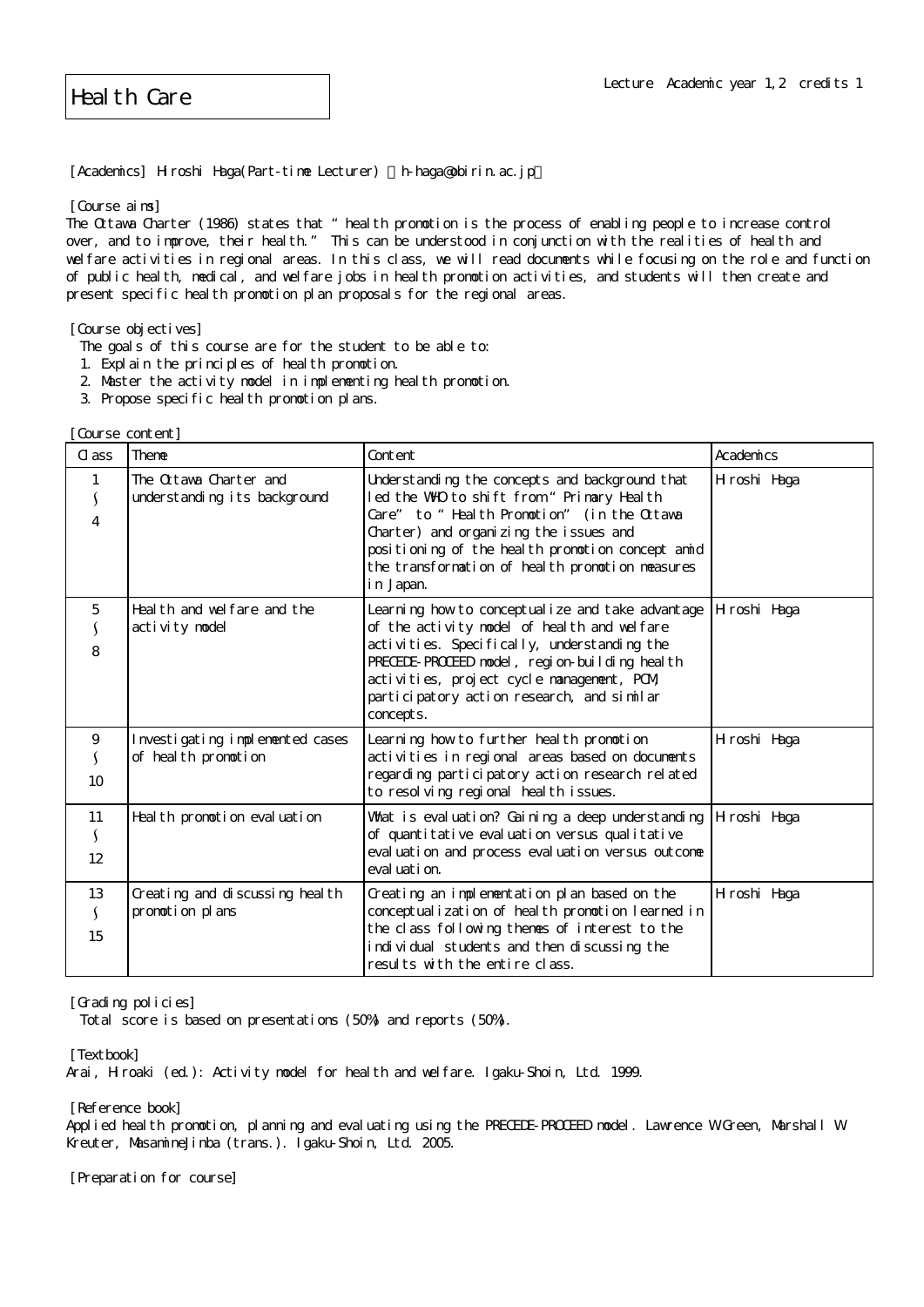# Health Care

Lecture Academic year 1,2 credits 1

[Academics] Hiroshi Haga(Part-time Lecturer) （h-haga@obirin.ac.jp）

[Course aims]
The Ottawa Charter (1986) states that “ health promotion is the process of enabling people to increase control over, and to improve, their health.” This can be understood in conjunction with the realities of health and welfare activities in regional areas. In this class, we will read documents while focusing on the role and function of public health, medical, and welfare jobs in health promotion activities, and students will then create and present specific health promotion plan proposals for the regional areas.

[Course objectives]
The goals of this course are for the student to be able to:
1. Explain the principles of health promotion.
2. Master the activity model in implementing health promotion.
3. Propose specific health promotion plans.

[Course content]

| Class | Theme | Content | Academics |
|---|---|---|---|
| 1<br>∫<br>4 | The Ottawa Charter and understanding its background | Understanding the concepts and background that led the WHO to shift from “ Primary Health Care” to “ Health Promotion” (in the Ottawa Charter) and organizing the issues and positioning of the health promotion concept amid the transformation of health promotion measures in Japan. | Hiroshi Haga |
| 5<br>∫<br>8 | Health and welfare and the activity model | Learning how to conceptualize and take advantage of the activity model of health and welfare activities. Specifically, understanding the PRECEDE-PROCEED model, region-building health activities, project cycle management, PCM, participatory action research, and similar concepts. | Hiroshi Haga |
| 9<br>∫<br>10 | Investigating implemented cases of health promotion | Learning how to further health promotion activities in regional areas based on documents regarding participatory action research related to resolving regional health issues. | Hiroshi Haga |
| 11<br>∫<br>12 | Health promotion evaluation | What is evaluation? Gaining a deep understanding of quantitative evaluation versus qualitative evaluation and process evaluation versus outcome evaluation. | Hiroshi Haga |
| 13<br>∫<br>15 | Creating and discussing health promotion plans | Creating an implementation plan based on the conceptualization of health promotion learned in the class following themes of interest to the individual students and then discussing the results with the entire class. | Hiroshi Haga |

[Grading policies]
Total score is based on presentations (50%) and reports (50%).

[Textbook]
Arai, Hiroaki (ed.): Activity model for health and welfare. Igaku-Shoin, Ltd. 1999.

[Reference book]
Applied health promotion, planning and evaluating using the PRECEDE-PROCEED model. Lawrence W.Green, Marshall W. Kreuter, MasamineJinba (trans.). Igaku-Shoin, Ltd. 2005.

[Preparation for course]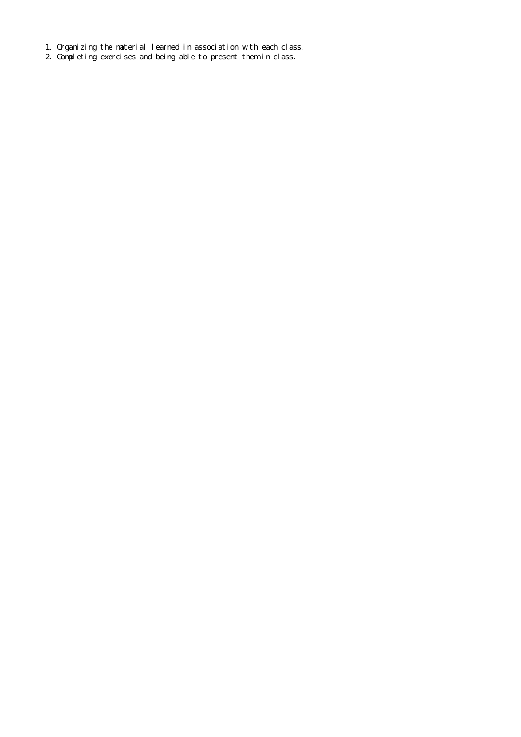1. Organizing the material learned in association with each class.
2. Completing exercises and being able to present them in class.